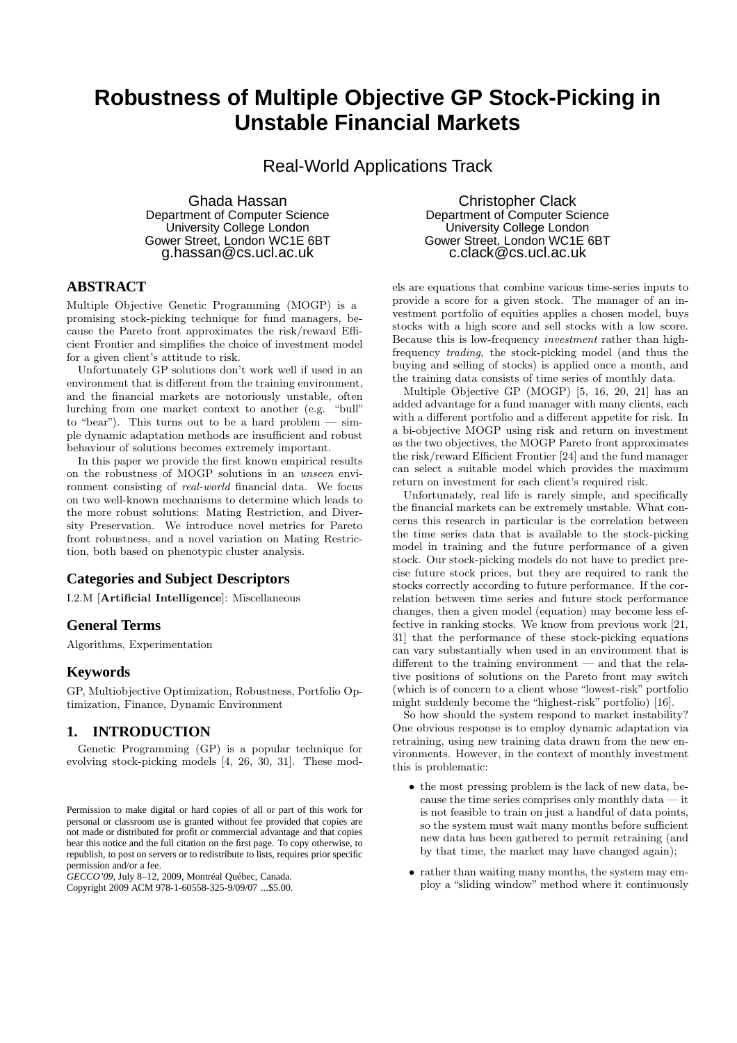# Robustness of Multiple Objective GP Stock-Picking in Unstable Financial Markets

Real-World Applications Track

Ghada Hassan
Department of Computer Science
University College London
Gower Street, London WC1E 6BT
g.hassan@cs.ucl.ac.uk

Christopher Clack
Department of Computer Science
University College London
Gower Street, London WC1E 6BT
c.clack@cs.ucl.ac.uk

## ABSTRACT

Multiple Objective Genetic Programming (MOGP) is a promising stock-picking technique for fund managers, because the Pareto front approximates the risk/reward Efficient Frontier and simplifies the choice of investment model for a given client's attitude to risk.

Unfortunately GP solutions don't work well if used in an environment that is different from the training environment, and the financial markets are notoriously unstable, often lurching from one market context to another (e.g. "bull" to "bear"). This turns out to be a hard problem — simple dynamic adaptation methods are insufficient and robust behaviour of solutions becomes extremely important.

In this paper we provide the first known empirical results on the robustness of MOGP solutions in an *unseen* environment consisting of *real-world* financial data. We focus on two well-known mechanisms to determine which leads to the more robust solutions: Mating Restriction, and Diversity Preservation. We introduce novel metrics for Pareto front robustness, and a novel variation on Mating Restriction, both based on phenotypic cluster analysis.

## Categories and Subject Descriptors

I.2.M [**Artificial Intelligence**]: Miscellaneous

## General Terms

Algorithms, Experimentation

## Keywords

GP, Multiobjective Optimization, Robustness, Portfolio Optimization, Finance, Dynamic Environment

## 1. INTRODUCTION

Genetic Programming (GP) is a popular technique for evolving stock-picking models [4, 26, 30, 31]. These models are equations that combine various time-series inputs to provide a score for a given stock. The manager of an investment portfolio of equities applies a chosen model, buys stocks with a high score and sell stocks with a low score. Because this is low-frequency *investment* rather than high-frequency *trading*, the stock-picking model (and thus the buying and selling of stocks) is applied once a month, and the training data consists of time series of monthly data.

Permission to make digital or hard copies of all or part of this work for personal or classroom use is granted without fee provided that copies are not made or distributed for profit or commercial advantage and that copies bear this notice and the full citation on the first page. To copy otherwise, to republish, to post on servers or to redistribute to lists, requires prior specific permission and/or a fee.
*GECCO'09*, July 8–12, 2009, Montréal Québec, Canada.
Copyright 2009 ACM 978-1-60558-325-9/09/07 ...$5.00.

Multiple Objective GP (MOGP) [5, 16, 20, 21] has an added advantage for a fund manager with many clients, each with a different portfolio and a different appetite for risk. In a bi-objective MOGP using risk and return on investment as the two objectives, the MOGP Pareto front approximates the risk/reward Efficient Frontier [24] and the fund manager can select a suitable model which provides the maximum return on investment for each client's required risk.

Unfortunately, real life is rarely simple, and specifically the financial markets can be extremely unstable. What concerns this research in particular is the correlation between the time series data that is available to the stock-picking model in training and the future performance of a given stock. Our stock-picking models do not have to predict precise future stock prices, but they are required to rank the stocks correctly according to future performance. If the correlation between time series and future stock performance changes, then a given model (equation) may become less effective in ranking stocks. We know from previous work [21, 31] that the performance of these stock-picking equations can vary substantially when used in an environment that is different to the training environment — and that the relative positions of solutions on the Pareto front may switch (which is of concern to a client whose "lowest-risk" portfolio might suddenly become the "highest-risk" portfolio) [16].

So how should the system respond to market instability? One obvious response is to employ dynamic adaptation via retraining, using new training data drawn from the new environments. However, in the context of monthly investment this is problematic:

- the most pressing problem is the lack of new data, because the time series comprises only monthly data — it is not feasible to train on just a handful of data points, so the system must wait many months before sufficient new data has been gathered to permit retraining (and by that time, the market may have changed again);
- rather than waiting many months, the system may employ a "sliding window" method where it continuously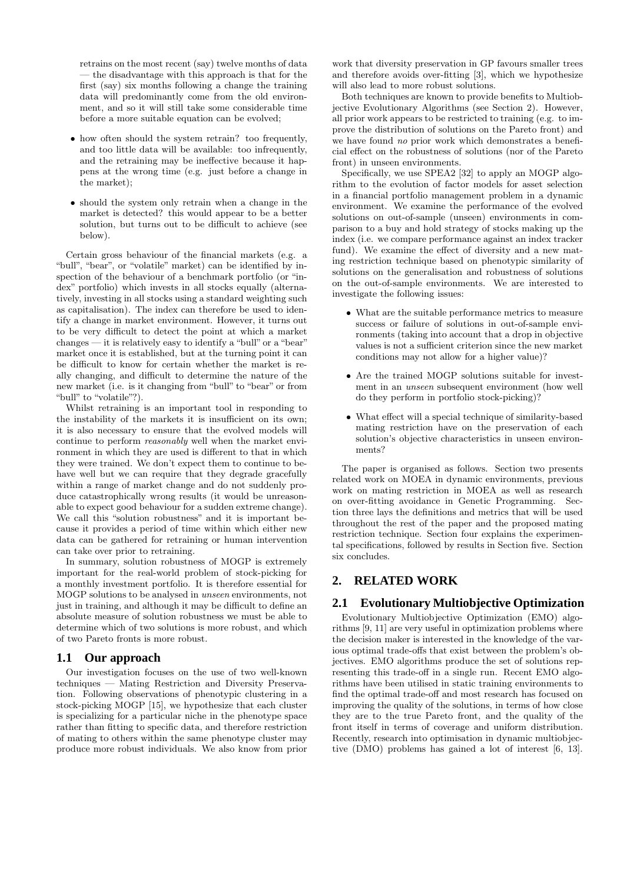retrains on the most recent (say) twelve months of data — the disadvantage with this approach is that for the first (say) six months following a change the training data will predominantly come from the old environment, and so it will still take some considerable time before a more suitable equation can be evolved;

- how often should the system retrain? too frequently, and too little data will be available: too infrequently, and the retraining may be ineffective because it happens at the wrong time (e.g. just before a change in the market);
- should the system only retrain when a change in the market is detected? this would appear to be a better solution, but turns out to be difficult to achieve (see below).

Certain gross behaviour of the financial markets (e.g. a "bull", "bear", or "volatile" market) can be identified by inspection of the behaviour of a benchmark portfolio (or "index" portfolio) which invests in all stocks equally (alternatively, investing in all stocks using a standard weighting such as capitalisation). The index can therefore be used to identify a change in market environment. However, it turns out to be very difficult to detect the point at which a market changes — it is relatively easy to identify a "bull" or a "bear" market once it is established, but at the turning point it can be difficult to know for certain whether the market is really changing, and difficult to determine the nature of the new market (i.e. is it changing from "bull" to "bear" or from "bull" to "volatile"?).

Whilst retraining is an important tool in responding to the instability of the markets it is insufficient on its own; it is also necessary to ensure that the evolved models will continue to perform *reasonably* well when the market environment in which they are used is different to that in which they were trained. We don't expect them to continue to behave well but we can require that they degrade gracefully within a range of market change and do not suddenly produce catastrophically wrong results (it would be unreasonable to expect good behaviour for a sudden extreme change). We call this "solution robustness" and it is important because it provides a period of time within which either new data can be gathered for retraining or human intervention can take over prior to retraining.

In summary, solution robustness of MOGP is extremely important for the real-world problem of stock-picking for a monthly investment portfolio. It is therefore essential for MOGP solutions to be analysed in *unseen* environments, not just in training, and although it may be difficult to define an absolute measure of solution robustness we must be able to determine which of two solutions is more robust, and which of two Pareto fronts is more robust.

## 1.1 Our approach

Our investigation focuses on the use of two well-known techniques — Mating Restriction and Diversity Preservation. Following observations of phenotypic clustering in a stock-picking MOGP [15], we hypothesize that each cluster is specializing for a particular niche in the phenotype space rather than fitting to specific data, and therefore restriction of mating to others within the same phenotype cluster may produce more robust individuals. We also know from prior work that diversity preservation in GP favours smaller trees and therefore avoids over-fitting [3], which we hypothesize will also lead to more robust solutions.

Both techniques are known to provide benefits to Multiobjective Evolutionary Algorithms (see Section 2). However, all prior work appears to be restricted to training (e.g. to improve the distribution of solutions on the Pareto front) and we have found *no* prior work which demonstrates a beneficial effect on the robustness of solutions (nor of the Pareto front) in unseen environments.

Specifically, we use SPEA2 [32] to apply an MOGP algorithm to the evolution of factor models for asset selection in a financial portfolio management problem in a dynamic environment. We examine the performance of the evolved solutions on out-of-sample (unseen) environments in comparison to a buy and hold strategy of stocks making up the index (i.e. we compare performance against an index tracker fund). We examine the effect of diversity and a new mating restriction technique based on phenotypic similarity of solutions on the generalisation and robustness of solutions on the out-of-sample environments. We are interested to investigate the following issues:

- What are the suitable performance metrics to measure success or failure of solutions in out-of-sample environments (taking into account that a drop in objective values is not a sufficient criterion since the new market conditions may not allow for a higher value)?
- Are the trained MOGP solutions suitable for investment in an *unseen* subsequent environment (how well do they perform in portfolio stock-picking)?
- What effect will a special technique of similarity-based mating restriction have on the preservation of each solution's objective characteristics in unseen environments?

The paper is organised as follows. Section two presents related work on MOEA in dynamic environments, previous work on mating restriction in MOEA as well as research on over-fitting avoidance in Genetic Programming. Section three lays the definitions and metrics that will be used throughout the rest of the paper and the proposed mating restriction technique. Section four explains the experimental specifications, followed by results in Section five. Section six concludes.

# 2. RELATED WORK

## 2.1 Evolutionary Multiobjective Optimization

Evolutionary Multiobjective Optimization (EMO) algorithms [9, 11] are very useful in optimization problems where the decision maker is interested in the knowledge of the various optimal trade-offs that exist between the problem's objectives. EMO algorithms produce the set of solutions representing this trade-off in a single run. Recent EMO algorithms have been utilised in static training environments to find the optimal trade-off and most research has focused on improving the quality of the solutions, in terms of how close they are to the true Pareto front, and the quality of the front itself in terms of coverage and uniform distribution. Recently, research into optimisation in dynamic multiobjective (DMO) problems has gained a lot of interest [6, 13].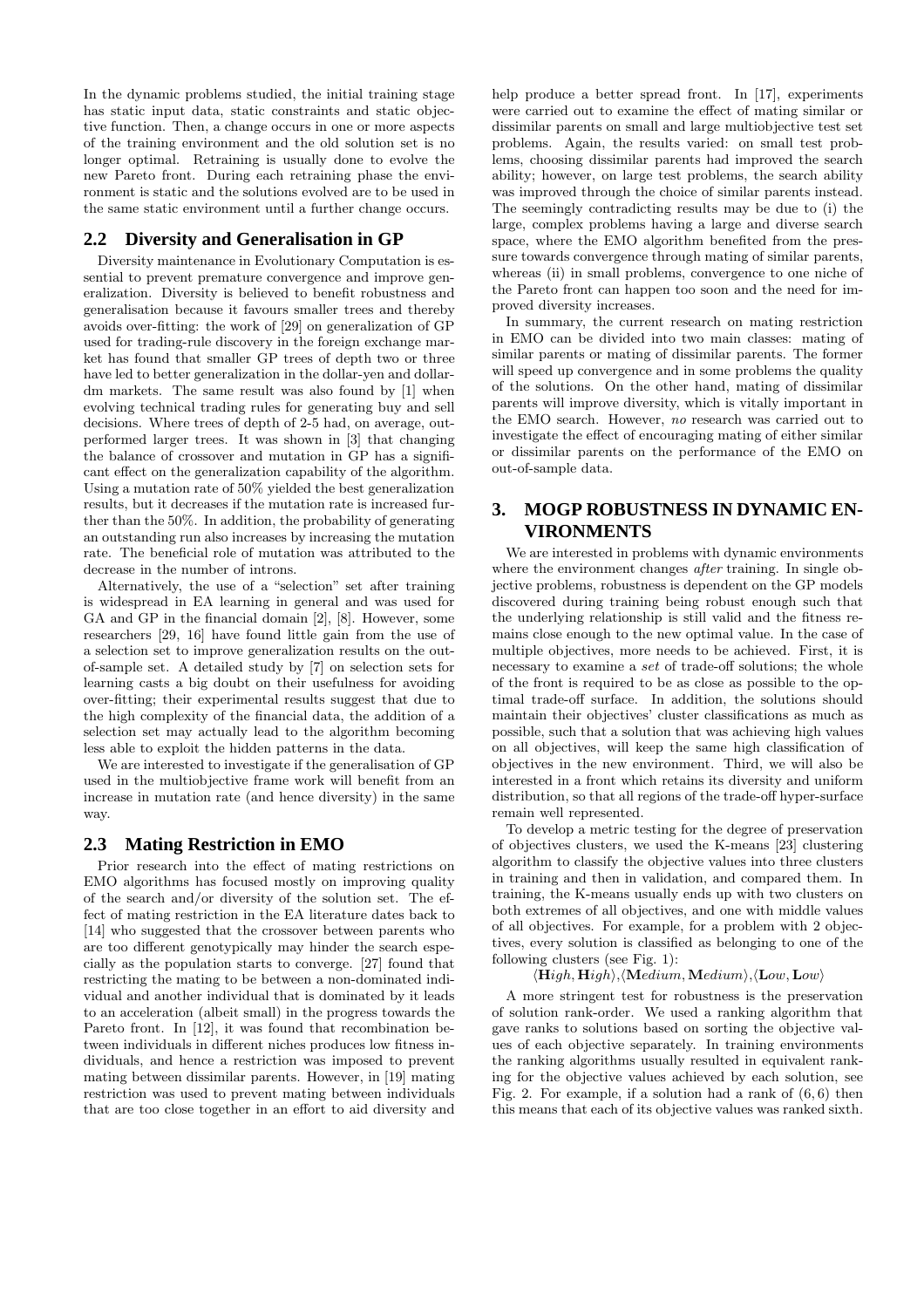In the dynamic problems studied, the initial training stage has static input data, static constraints and static objective function. Then, a change occurs in one or more aspects of the training environment and the old solution set is no longer optimal. Retraining is usually done to evolve the new Pareto front. During each retraining phase the environment is static and the solutions evolved are to be used in the same static environment until a further change occurs.

## 2.2 Diversity and Generalisation in GP

Diversity maintenance in Evolutionary Computation is essential to prevent premature convergence and improve generalization. Diversity is believed to benefit robustness and generalisation because it favours smaller trees and thereby avoids over-fitting: the work of [29] on generalization of GP used for trading-rule discovery in the foreign exchange market has found that smaller GP trees of depth two or three have led to better generalization in the dollar-yen and dollar-dm markets. The same result was also found by [1] when evolving technical trading rules for generating buy and sell decisions. Where trees of depth of 2-5 had, on average, outperformed larger trees. It was shown in [3] that changing the balance of crossover and mutation in GP has a significant effect on the generalization capability of the algorithm. Using a mutation rate of 50% yielded the best generalization results, but it decreases if the mutation rate is increased further than the 50%. In addition, the probability of generating an outstanding run also increases by increasing the mutation rate. The beneficial role of mutation was attributed to the decrease in the number of introns.

Alternatively, the use of a "selection" set after training is widespread in EA learning in general and was used for GA and GP in the financial domain [2], [8]. However, some researchers [29, 16] have found little gain from the use of a selection set to improve generalization results on the out-of-sample set. A detailed study by [7] on selection sets for learning casts a big doubt on their usefulness for avoiding over-fitting; their experimental results suggest that due to the high complexity of the financial data, the addition of a selection set may actually lead to the algorithm becoming less able to exploit the hidden patterns in the data.

We are interested to investigate if the generalisation of GP used in the multiobjective frame work will benefit from an increase in mutation rate (and hence diversity) in the same way.

## 2.3 Mating Restriction in EMO

Prior research into the effect of mating restrictions on EMO algorithms has focused mostly on improving quality of the search and/or diversity of the solution set. The effect of mating restriction in the EA literature dates back to [14] who suggested that the crossover between parents who are too different genotypically may hinder the search especially as the population starts to converge. [27] found that restricting the mating to be between a non-dominated individual and another individual that is dominated by it leads to an acceleration (albeit small) in the progress towards the Pareto front. In [12], it was found that recombination between individuals in different niches produces low fitness individuals, and hence a restriction was imposed to prevent mating between dissimilar parents. However, in [19] mating restriction was used to prevent mating between individuals that are too close together in an effort to aid diversity and help produce a better spread front. In [17], experiments were carried out to examine the effect of mating similar or dissimilar parents on small and large multiobjective test set problems. Again, the results varied: on small test problems, choosing dissimilar parents had improved the search ability; however, on large test problems, the search ability was improved through the choice of similar parents instead. The seemingly contradicting results may be due to (i) the large, complex problems having a large and diverse search space, where the EMO algorithm benefited from the pressure towards convergence through mating of similar parents, whereas (ii) in small problems, convergence to one niche of the Pareto front can happen too soon and the need for improved diversity increases.

In summary, the current research on mating restriction in EMO can be divided into two main classes: mating of similar parents or mating of dissimilar parents. The former will speed up convergence and in some problems the quality of the solutions. On the other hand, mating of dissimilar parents will improve diversity, which is vitally important in the EMO search. However, *no* research was carried out to investigate the effect of encouraging mating of either similar or dissimilar parents on the performance of the EMO on out-of-sample data.

# 3. MOGP ROBUSTNESS IN DYNAMIC ENVIRONMENTS

We are interested in problems with dynamic environments where the environment changes *after* training. In single objective problems, robustness is dependent on the GP models discovered during training being robust enough such that the underlying relationship is still valid and the fitness remains close enough to the new optimal value. In the case of multiple objectives, more needs to be achieved. First, it is necessary to examine a *set* of trade-off solutions; the whole of the front is required to be as close as possible to the optimal trade-off surface. In addition, the solutions should maintain their objectives' cluster classifications as much as possible, such that a solution that was achieving high values on all objectives, will keep the same high classification of objectives in the new environment. Third, we will also be interested in a front which retains its diversity and uniform distribution, so that all regions of the trade-off hyper-surface remain well represented.

To develop a metric testing for the degree of preservation of objectives clusters, we used the K-means [23] clustering algorithm to classify the objective values into three clusters in training and then in validation, and compared them. In training, the K-means usually ends up with two clusters on both extremes of all objectives, and one with middle values of all objectives. For example, for a problem with 2 objectives, every solution is classified as belonging to one of the following clusters (see Fig. 1):

$\langle \mathbf{H}igh, \mathbf{H}igh \rangle$,$\langle \mathbf{M}edium, \mathbf{M}edium \rangle$,$\langle \mathbf{L}ow, \mathbf{L}ow \rangle$

A more stringent test for robustness is the preservation of solution rank-order. We used a ranking algorithm that gave ranks to solutions based on sorting the objective values of each objective separately. In training environments the ranking algorithms usually resulted in equivalent ranking for the objective values achieved by each solution, see Fig. 2. For example, if a solution had a rank of $(6, 6)$ then this means that each of its objective values was ranked sixth.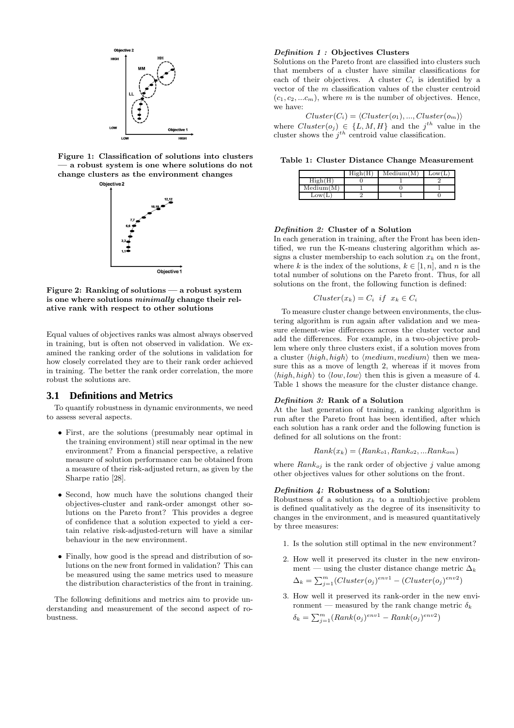Figure 1: Classification of solutions into clusters — a robust system is one where solutions do not change clusters as the environment changes

Figure 2: Ranking of solutions — a robust system is one where solutions *minimally* change their relative rank with respect to other solutions

Equal values of objectives ranks was almost always observed in training, but is often not observed in validation. We examined the ranking order of the solutions in validation for how closely correlated they are to their rank order achieved in training. The better the rank order correlation, the more robust the solutions are.

## 3.1 Definitions and Metrics

To quantify robustness in dynamic environments, we need to assess several aspects.

- First, are the solutions (presumably near optimal in the training environment) still near optimal in the new environment? From a financial perspective, a relative measure of solution performance can be obtained from a measure of their risk-adjusted return, as given by the Sharpe ratio [28].
- Second, how much have the solutions changed their objectives-cluster and rank-order amongst other solutions on the Pareto front? This provides a degree of confidence that a solution expected to yield a certain relative risk-adjusted-return will have a similar behaviour in the new environment.
- Finally, how good is the spread and distribution of solutions on the new front formed in validation? This can be measured using the same metrics used to measure the distribution characteristics of the front in training.

The following definitions and metrics aim to provide understanding and measurement of the second aspect of robustness.

***Definition 1 :*** **Objectives Clusters**
Solutions on the Pareto front are classified into clusters such that members of a cluster have similar classifications for each of their objectives. A cluster $C_i$ is identified by a vector of the $m$ classification values of the cluster centroid $(c_1, c_2, ...c_m)$, where $m$ is the number of objectives. Hence, we have:

$$Cluster(C_i) = \langle Cluster(o_1), ..., Cluster(o_m)\rangle$$

where $Cluster(o_j) \in \{L, M, H\}$ and the $j^{th}$ value in the cluster shows the $j^{th}$ centroid value classification.

**Table 1: Cluster Distance Change Measurement**

| | High(H) | Medium(M) | Low(L) |
|---|---|---|---|
| High(H) | 0 | 1 | 2 |
| Medium(M) | 1 | 0 | 1 |
| Low(L) | 2 | 1 | 0 |

***Definition 2:*** **Cluster of a Solution**
In each generation in training, after the Front has been identified, we run the K-means clustering algorithm which assigns a cluster membership to each solution $x_k$ on the front, where $k$ is the index of the solutions, $k \in [1, n]$, and $n$ is the total number of solutions on the Pareto front. Thus, for all solutions on the front, the following function is defined:

$$Cluster(x_k) = C_i \;\; if \;\; x_k \in C_i$$

To measure cluster change between environments, the clustering algorithm is run again after validation and we measure element-wise differences across the cluster vector and add the differences. For example, in a two-objective problem where only three clusters exist, if a solution moves from a cluster $\langle high, high\rangle$ to $\langle medium, medium\rangle$ then we measure this as a move of length 2, whereas if it moves from $\langle high, high\rangle$ to $\langle low, low\rangle$ then this is given a measure of 4. Table 1 shows the measure for the cluster distance change.

***Definition 3:*** **Rank of a Solution**
At the last generation of training, a ranking algorithm is run after the Pareto front has been identified, after which each solution has a rank order and the following function is defined for all solutions on the front:

$$Rank(x_k) = (Rank_{o1}, Rank_{o2}, ...Rank_{om})$$

where $Rank_{oj}$ is the rank order of objective $j$ value among other objectives values for other solutions on the front.

***Definition 4:*** **Robustness of a Solution:**
Robustness of a solution $x_k$ to a multiobjective problem is defined qualitatively as the degree of its insensitivity to changes in the environment, and is measured quantitatively by three measures:

1. Is the solution still optimal in the new environment?
2. How well it preserved its cluster in the new environment — using the cluster distance change metric $\Delta_k$
   $\Delta_k = \sum_{j=1}^{m}(Cluster(o_j)^{env1} - (Cluster(o_j)^{env2})$
3. How well it preserved its rank-order in the new environment — measured by the rank change metric $\delta_k$
   $\delta_k = \sum_{j=1}^{m}(Rank(o_j)^{env1} - Rank(o_j)^{env2})$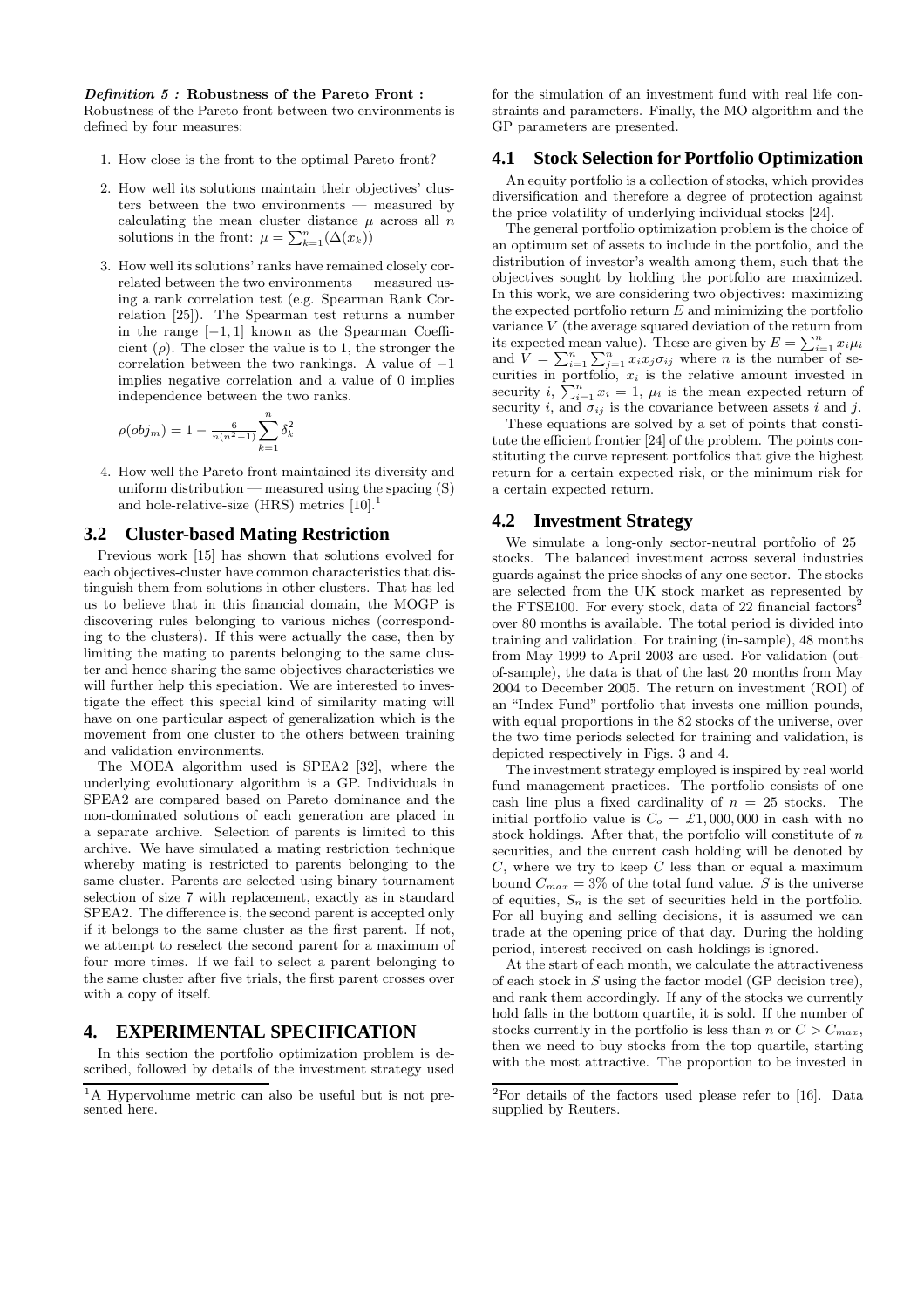*Definition 5 :* **Robustness of the Pareto Front :** Robustness of the Pareto front between two environments is defined by four measures:

1. How close is the front to the optimal Pareto front?
2. How well its solutions maintain their objectives' clusters between the two environments — measured by calculating the mean cluster distance $\mu$ across all $n$ solutions in the front: $\mu = \sum_{k=1}^{n}(\Delta(x_k))$
3. How well its solutions' ranks have remained closely correlated between the two environments — measured using a rank correlation test (e.g. Spearman Rank Correlation [25]). The Spearman test returns a number in the range $[-1, 1]$ known as the Spearman Coefficient ($\rho$). The closer the value is to 1, the stronger the correlation between the two rankings. A value of $-1$ implies negative correlation and a value of 0 implies independence between the two ranks.

   $$\rho(obj_m) = 1 - \frac{6}{n(n^2-1)} \sum_{k=1}^{n} \delta_k^2$$

4. How well the Pareto front maintained its diversity and uniform distribution — measured using the spacing (S) and hole-relative-size (HRS) metrics [10].[1]

## 3.2 Cluster-based Mating Restriction

Previous work [15] has shown that solutions evolved for each objectives-cluster have common characteristics that distinguish them from solutions in other clusters. That has led us to believe that in this financial domain, the MOGP is discovering rules belonging to various niches (corresponding to the clusters). If this were actually the case, then by limiting the mating to parents belonging to the same cluster and hence sharing the same objectives characteristics we will further help this speciation. We are interested to investigate the effect this special kind of similarity mating will have on one particular aspect of generalization which is the movement from one cluster to the others between training and validation environments.

The MOEA algorithm used is SPEA2 [32], where the underlying evolutionary algorithm is a GP. Individuals in SPEA2 are compared based on Pareto dominance and the non-dominated solutions of each generation are placed in a separate archive. Selection of parents is limited to this archive. We have simulated a mating restriction technique whereby mating is restricted to parents belonging to the same cluster. Parents are selected using binary tournament selection of size 7 with replacement, exactly as in standard SPEA2. The difference is, the second parent is accepted only if it belongs to the same cluster as the first parent. If not, we attempt to reselect the second parent for a maximum of four more times. If we fail to select a parent belonging to the same cluster after five trials, the first parent crosses over with a copy of itself.

# 4. EXPERIMENTAL SPECIFICATION

In this section the portfolio optimization problem is described, followed by details of the investment strategy used for the simulation of an investment fund with real life constraints and parameters. Finally, the MO algorithm and the GP parameters are presented.

## 4.1 Stock Selection for Portfolio Optimization

An equity portfolio is a collection of stocks, which provides diversification and therefore a degree of protection against the price volatility of underlying individual stocks [24].

The general portfolio optimization problem is the choice of an optimum set of assets to include in the portfolio, and the distribution of investor's wealth among them, such that the objectives sought by holding the portfolio are maximized. In this work, we are considering two objectives: maximizing the expected portfolio return $E$ and minimizing the portfolio variance $V$ (the average squared deviation of the return from its expected mean value). These are given by $E = \sum_{i=1}^{n} x_i \mu_i$ and $V = \sum_{i=1}^{n} \sum_{j=1}^{n} x_i x_j \sigma_{ij}$ where $n$ is the number of securities in portfolio, $x_i$ is the relative amount invested in security $i$, $\sum_{i=1}^{n} x_i = 1$, $\mu_i$ is the mean expected return of security $i$, and $\sigma_{ij}$ is the covariance between assets $i$ and $j$.

These equations are solved by a set of points that constitute the efficient frontier [24] of the problem. The points constituting the curve represent portfolios that give the highest return for a certain expected risk, or the minimum risk for a certain expected return.

## 4.2 Investment Strategy

We simulate a long-only sector-neutral portfolio of 25 stocks. The balanced investment across several industries guards against the price shocks of any one sector. The stocks are selected from the UK stock market as represented by the FTSE100. For every stock, data of 22 financial factors[2] over 80 months is available. The total period is divided into training and validation. For training (in-sample), 48 months from May 1999 to April 2003 are used. For validation (out-of-sample), the data is that of the last 20 months from May 2004 to December 2005. The return on investment (ROI) of an "Index Fund" portfolio that invests one million pounds, with equal proportions in the 82 stocks of the universe, over the two time periods selected for training and validation, is depicted respectively in Figs. 3 and 4.

The investment strategy employed is inspired by real world fund management practices. The portfolio consists of one cash line plus a fixed cardinality of $n = 25$ stocks. The initial portfolio value is $C_o = £1,000,000$ in cash with no stock holdings. After that, the portfolio will constitute of $n$ securities, and the current cash holding will be denoted by $C$, where we try to keep $C$ less than or equal a maximum bound $C_{max} = 3\%$ of the total fund value. $S$ is the universe of equities, $S_n$ is the set of securities held in the portfolio. For all buying and selling decisions, it is assumed we can trade at the opening price of that day. During the holding period, interest received on cash holdings is ignored.

At the start of each month, we calculate the attractiveness of each stock in $S$ using the factor model (GP decision tree), and rank them accordingly. If any of the stocks we currently hold falls in the bottom quartile, it is sold. If the number of stocks currently in the portfolio is less than $n$ or $C > C_{max}$, then we need to buy stocks from the top quartile, starting with the most attractive. The proportion to be invested in

---

[1] A Hypervolume metric can also be useful but is not presented here.

[2] For details of the factors used please refer to [16]. Data supplied by Reuters.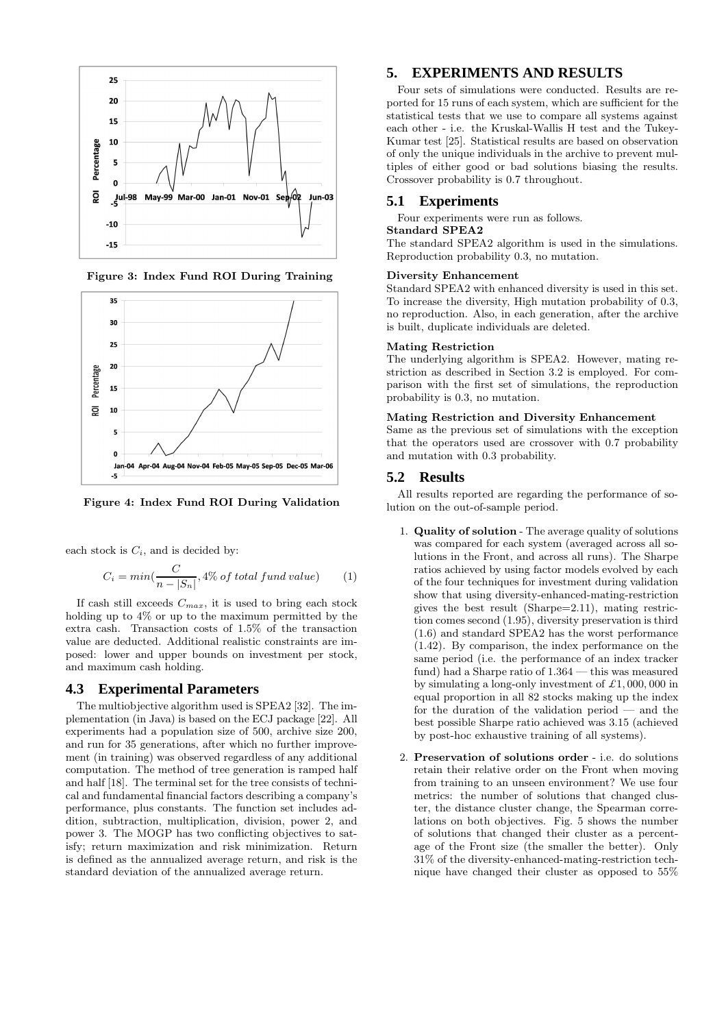Figure 3: Index Fund ROI During Training

Figure 4: Index Fund ROI During Validation

each stock is $C_i$, and is decided by:

$$C_i = min(\frac{C}{n - |S_n|}, 4\% \text{ of total fund value}) \qquad (1)$$

If cash still exceeds $C_{max}$, it is used to bring each stock holding up to 4% or up to the maximum permitted by the extra cash. Transaction costs of 1.5% of the transaction value are deducted. Additional realistic constraints are imposed: lower and upper bounds on investment per stock, and maximum cash holding.

## 4.3 Experimental Parameters

The multiobjective algorithm used is SPEA2 [32]. The implementation (in Java) is based on the ECJ package [22]. All experiments had a population size of 500, archive size 200, and run for 35 generations, after which no further improvement (in training) was observed regardless of any additional computation. The method of tree generation is ramped half and half [18]. The terminal set for the tree consists of technical and fundamental financial factors describing a company's performance, plus constants. The function set includes addition, subtraction, multiplication, division, power 2, and power 3. The MOGP has two conflicting objectives to satisfy; return maximization and risk minimization. Return is defined as the annualized average return, and risk is the standard deviation of the annualized average return.

# 5. EXPERIMENTS AND RESULTS

Four sets of simulations were conducted. Results are reported for 15 runs of each system, which are sufficient for the statistical tests that we use to compare all systems against each other - i.e. the Kruskal-Wallis H test and the Tukey-Kumar test [25]. Statistical results are based on observation of only the unique individuals in the archive to prevent multiples of either good or bad solutions biasing the results. Crossover probability is 0.7 throughout.

## 5.1 Experiments

Four experiments were run as follows.

**Standard SPEA2**

The standard SPEA2 algorithm is used in the simulations. Reproduction probability 0.3, no mutation.

**Diversity Enhancement**

Standard SPEA2 with enhanced diversity is used in this set. To increase the diversity, High mutation probability of 0.3, no reproduction. Also, in each generation, after the archive is built, duplicate individuals are deleted.

**Mating Restriction**

The underlying algorithm is SPEA2. However, mating restriction as described in Section 3.2 is employed. For comparison with the first set of simulations, the reproduction probability is 0.3, no mutation.

**Mating Restriction and Diversity Enhancement**

Same as the previous set of simulations with the exception that the operators used are crossover with 0.7 probability and mutation with 0.3 probability.

## 5.2 Results

All results reported are regarding the performance of solution on the out-of-sample period.

1. **Quality of solution** - The average quality of solutions was compared for each system (averaged across all solutions in the Front, and across all runs). The Sharpe ratios achieved by using factor models evolved by each of the four techniques for investment during validation show that using diversity-enhanced-mating-restriction gives the best result (Sharpe=2.11), mating restriction comes second (1.95), diversity preservation is third (1.6) and standard SPEA2 has the worst performance (1.42). By comparison, the index performance on the same period (i.e. the performance of an index tracker fund) had a Sharpe ratio of 1.364 — this was measured by simulating a long-only investment of £1,000,000 in equal proportion in all 82 stocks making up the index for the duration of the validation period — and the best possible Sharpe ratio achieved was 3.15 (achieved by post-hoc exhaustive training of all systems).

2. **Preservation of solutions order** - i.e. do solutions retain their relative order on the Front when moving from training to an unseen environment? We use four metrics: the number of solutions that changed cluster, the distance cluster change, the Spearman correlations on both objectives. Fig. 5 shows the number of solutions that changed their cluster as a percentage of the Front size (the smaller the better). Only 31% of the diversity-enhanced-mating-restriction technique have changed their cluster as opposed to 55%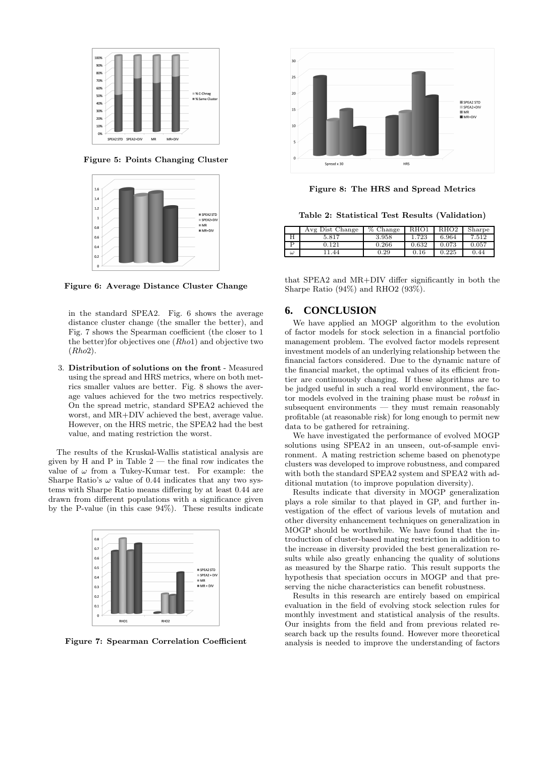Figure 5: Points Changing Cluster

Figure 6: Average Distance Cluster Change

in the standard SPEA2. Fig. 6 shows the average distance cluster change (the smaller the better), and Fig. 7 shows the Spearman coefficient (the closer to 1 the better)for objectives one (*Rho*1) and objective two (*Rho*2).

3. **Distribution of solutions on the front** - Measured using the spread and HRS metrics, where on both metrics smaller values are better. Fig. 8 shows the average values achieved for the two metrics respectively. On the spread metric, standard SPEA2 achieved the worst, and MR+DIV achieved the best, average value. However, on the HRS metric, the SPEA2 had the best value, and mating restriction the worst.

The results of the Kruskal-Wallis statistical analysis are given by H and P in Table 2 — the final row indicates the value of $\omega$ from a Tukey-Kumar test. For example: the Sharpe Ratio's $\omega$ value of 0.44 indicates that any two systems with Sharpe Ratio means differing by at least 0.44 are drawn from different populations with a significance given by the P-value (in this case 94%). These results indicate

Figure 7: Spearman Correlation Coefficient

Figure 8: The HRS and Spread Metrics

Table 2: Statistical Test Results (Validation)

| | Avg Dist Change | % Change | RHO1 | RHO2 | Sharpe |
|---|---|---|---|---|---|
| H | 5.817 | 3.958 | 1.723 | 6.964 | 7.512 |
| P | 0.121 | 0.266 | 0.632 | 0.073 | 0.057 |
| $\omega$ | 11.44 | 0.29 | 0.16 | 0.225 | 0.44 |

that SPEA2 and MR+DIV differ significantly in both the Sharpe Ratio (94%) and RHO2 (93%).

## 6. CONCLUSION

We have applied an MOGP algorithm to the evolution of factor models for stock selection in a financial portfolio management problem. The evolved factor models represent investment models of an underlying relationship between the financial factors considered. Due to the dynamic nature of the financial market, the optimal values of its efficient frontier are continuously changing. If these algorithms are to be judged useful in such a real world environment, the factor models evolved in the training phase must be *robust* in subsequent environments — they must remain reasonably profitable (at reasonable risk) for long enough to permit new data to be gathered for retraining.

We have investigated the performance of evolved MOGP solutions using SPEA2 in an unseen, out-of-sample environment. A mating restriction scheme based on phenotype clusters was developed to improve robustness, and compared with both the standard SPEA2 system and SPEA2 with additional mutation (to improve population diversity).

Results indicate that diversity in MOGP generalization plays a role similar to that played in GP, and further investigation of the effect of various levels of mutation and other diversity enhancement techniques on generalization in MOGP should be worthwhile. We have found that the introduction of cluster-based mating restriction in addition to the increase in diversity provided the best generalization results while also greatly enhancing the quality of solutions as measured by the Sharpe ratio. This result supports the hypothesis that speciation occurs in MOGP and that preserving the niche characteristics can benefit robustness.

Results in this research are entirely based on empirical evaluation in the field of evolving stock selection rules for monthly investment and statistical analysis of the results. Our insights from the field and from previous related research back up the results found. However more theoretical analysis is needed to improve the understanding of factors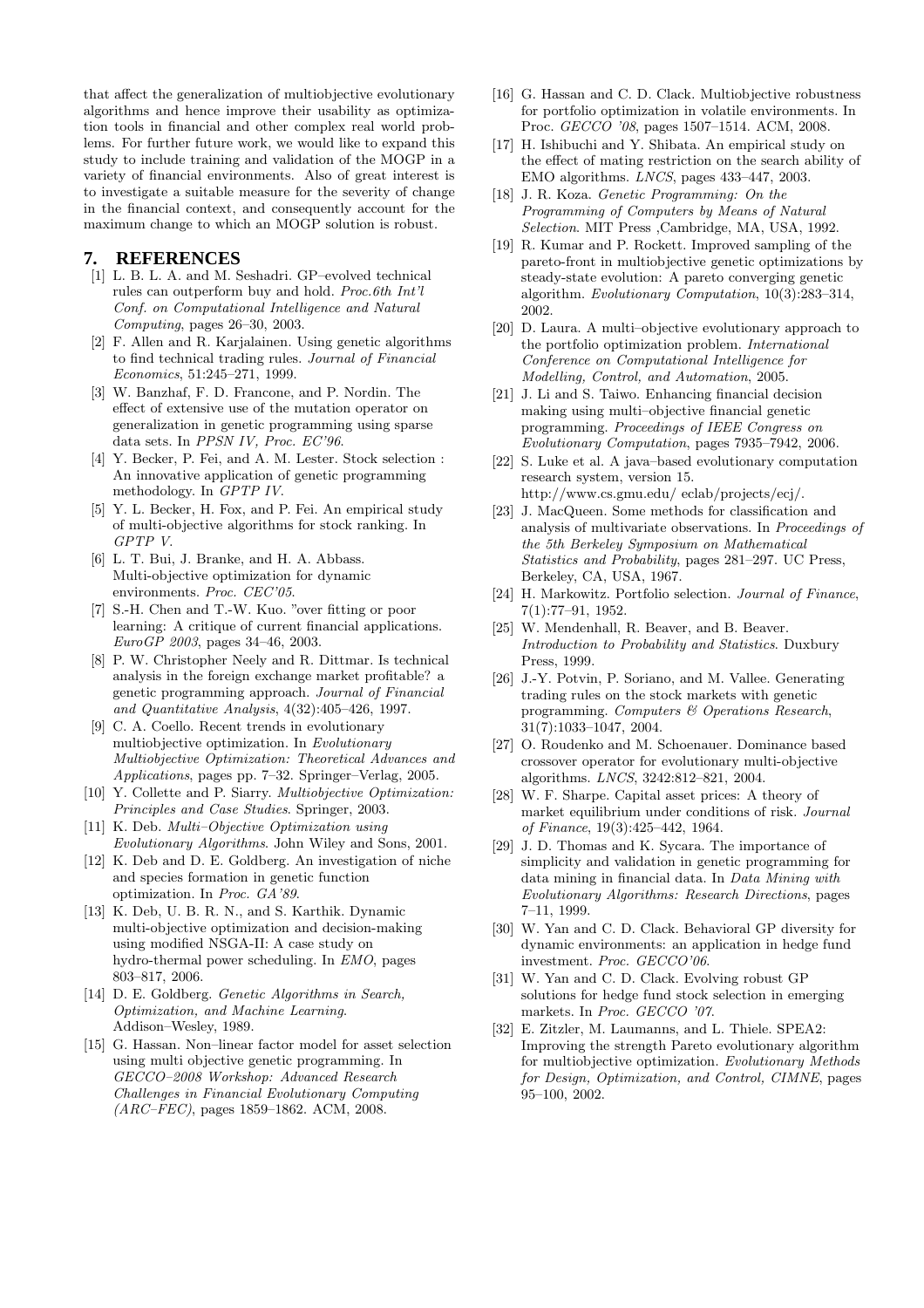that affect the generalization of multiobjective evolutionary algorithms and hence improve their usability as optimization tools in financial and other complex real world problems. For further future work, we would like to expand this study to include training and validation of the MOGP in a variety of financial environments. Also of great interest is to investigate a suitable measure for the severity of change in the financial context, and consequently account for the maximum change to which an MOGP solution is robust.

## 7. REFERENCES

[1] L. B. L. A. and M. Seshadri. GP–evolved technical rules can outperform buy and hold. *Proc.6th Int'l Conf. on Computational Intelligence and Natural Computing*, pages 26–30, 2003.

[2] F. Allen and R. Karjalainen. Using genetic algorithms to find technical trading rules. *Journal of Financial Economics*, 51:245–271, 1999.

[3] W. Banzhaf, F. D. Francone, and P. Nordin. The effect of extensive use of the mutation operator on generalization in genetic programming using sparse data sets. In *PPSN IV, Proc. EC'96*.

[4] Y. Becker, P. Fei, and A. M. Lester. Stock selection : An innovative application of genetic programming methodology. In *GPTP IV*.

[5] Y. L. Becker, H. Fox, and P. Fei. An empirical study of multi-objective algorithms for stock ranking. In *GPTP V*.

[6] L. T. Bui, J. Branke, and H. A. Abbass. Multi-objective optimization for dynamic environments. *Proc. CEC'05*.

[7] S.-H. Chen and T.-W. Kuo. "over fitting or poor learning: A critique of current financial applications. *EuroGP 2003*, pages 34–46, 2003.

[8] P. W. Christopher Neely and R. Dittmar. Is technical analysis in the foreign exchange market profitable? a genetic programming approach. *Journal of Financial and Quantitative Analysis*, 4(32):405–426, 1997.

[9] C. A. Coello. Recent trends in evolutionary multiobjective optimization. In *Evolutionary Multiobjective Optimization: Theoretical Advances and Applications*, pages pp. 7–32. Springer–Verlag, 2005.

[10] Y. Collette and P. Siarry. *Multiobjective Optimization: Principles and Case Studies*. Springer, 2003.

[11] K. Deb. *Multi–Objective Optimization using Evolutionary Algorithms*. John Wiley and Sons, 2001.

[12] K. Deb and D. E. Goldberg. An investigation of niche and species formation in genetic function optimization. In *Proc. GA'89*.

[13] K. Deb, U. B. R. N., and S. Karthik. Dynamic multi-objective optimization and decision-making using modified NSGA-II: A case study on hydro-thermal power scheduling. In *EMO*, pages 803–817, 2006.

[14] D. E. Goldberg. *Genetic Algorithms in Search, Optimization, and Machine Learning*. Addison–Wesley, 1989.

[15] G. Hassan. Non–linear factor model for asset selection using multi objective genetic programming. In *GECCO–2008 Workshop: Advanced Research Challenges in Financial Evolutionary Computing (ARC–FEC)*, pages 1859–1862. ACM, 2008.

[16] G. Hassan and C. D. Clack. Multiobjective robustness for portfolio optimization in volatile environments. In Proc. *GECCO '08*, pages 1507–1514. ACM, 2008.

[17] H. Ishibuchi and Y. Shibata. An empirical study on the effect of mating restriction on the search ability of EMO algorithms. *LNCS*, pages 433–447, 2003.

[18] J. R. Koza. *Genetic Programming: On the Programming of Computers by Means of Natural Selection*. MIT Press ,Cambridge, MA, USA, 1992.

[19] R. Kumar and P. Rockett. Improved sampling of the pareto-front in multiobjective genetic optimizations by steady-state evolution: A pareto converging genetic algorithm. *Evolutionary Computation*, 10(3):283–314, 2002.

[20] D. Laura. A multi–objective evolutionary approach to the portfolio optimization problem. *International Conference on Computational Intelligence for Modelling, Control, and Automation*, 2005.

[21] J. Li and S. Taiwo. Enhancing financial decision making using multi–objective financial genetic programming. *Proceedings of IEEE Congress on Evolutionary Computation*, pages 7935–7942, 2006.

[22] S. Luke et al. A java–based evolutionary computation research system, version 15. http://www.cs.gmu.edu/ eclab/projects/ecj/.

[23] J. MacQueen. Some methods for classification and analysis of multivariate observations. In *Proceedings of the 5th Berkeley Symposium on Mathematical Statistics and Probability*, pages 281–297. UC Press, Berkeley, CA, USA, 1967.

[24] H. Markowitz. Portfolio selection. *Journal of Finance*, 7(1):77–91, 1952.

[25] W. Mendenhall, R. Beaver, and B. Beaver. *Introduction to Probability and Statistics*. Duxbury Press, 1999.

[26] J.-Y. Potvin, P. Soriano, and M. Vallee. Generating trading rules on the stock markets with genetic programming. *Computers & Operations Research*, 31(7):1033–1047, 2004.

[27] O. Roudenko and M. Schoenauer. Dominance based crossover operator for evolutionary multi-objective algorithms. *LNCS*, 3242:812–821, 2004.

[28] W. F. Sharpe. Capital asset prices: A theory of market equilibrium under conditions of risk. *Journal of Finance*, 19(3):425–442, 1964.

[29] J. D. Thomas and K. Sycara. The importance of simplicity and validation in genetic programming for data mining in financial data. In *Data Mining with Evolutionary Algorithms: Research Directions*, pages 7–11, 1999.

[30] W. Yan and C. D. Clack. Behavioral GP diversity for dynamic environments: an application in hedge fund investment. *Proc. GECCO'06*.

[31] W. Yan and C. D. Clack. Evolving robust GP solutions for hedge fund stock selection in emerging markets. In *Proc. GECCO '07*.

[32] E. Zitzler, M. Laumanns, and L. Thiele. SPEA2: Improving the strength Pareto evolutionary algorithm for multiobjective optimization. *Evolutionary Methods for Design, Optimization, and Control, CIMNE*, pages 95–100, 2002.